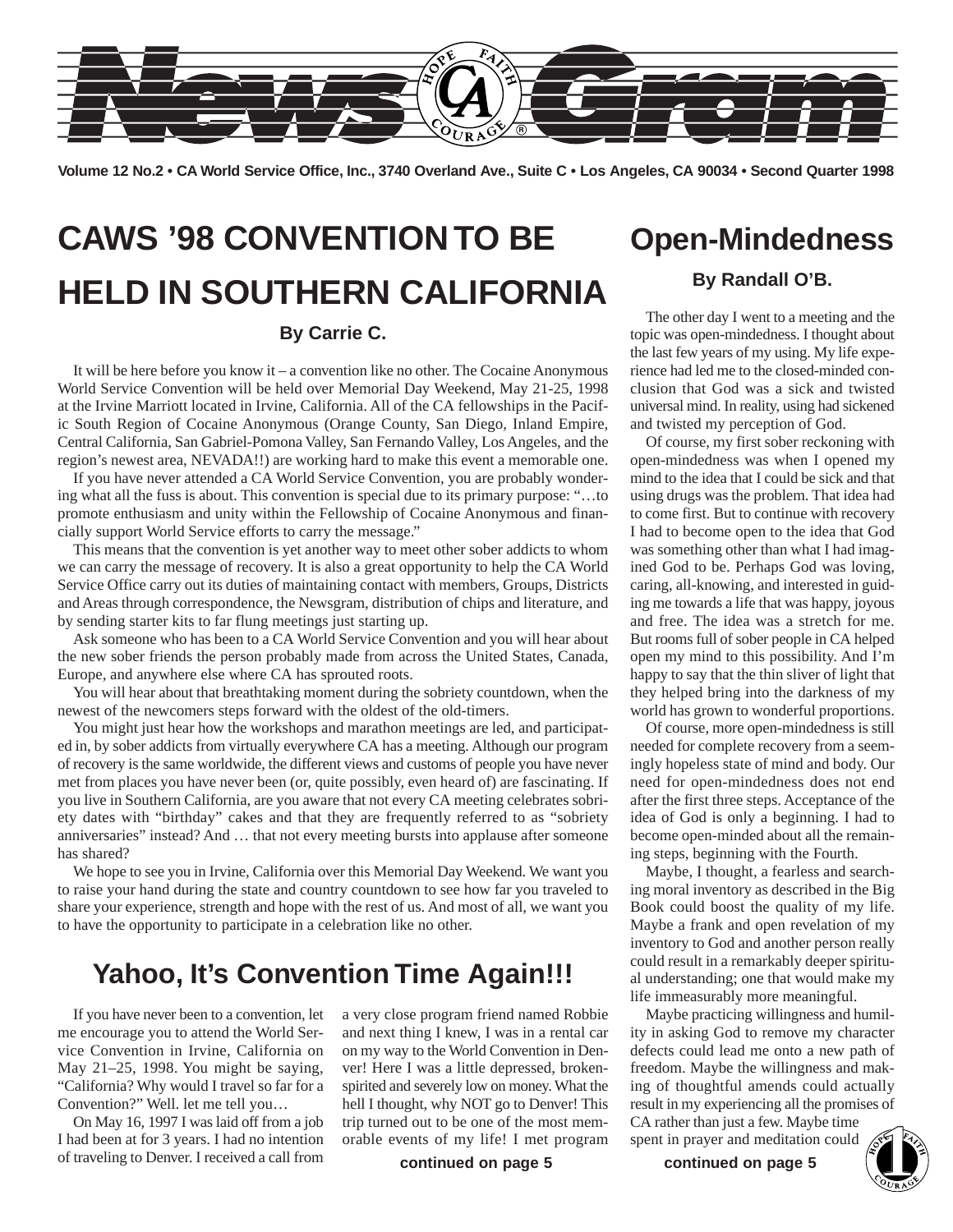# News Gram

Volume 12 No.2 • CA World Service Office, Inc., 3740 Overland Ave., Suite C • Los Angeles, CA 90034 • Second Quarter 1998

## CAWS '98 CONVENTION TO BE HELD IN SOUTHERN CALIFORNIA

**By Carrie C.**

It will be here before you know it – a convention like no other. The Cocaine Anonymous World Service Convention will be held over Memorial Day Weekend, May 21-25, 1998 at the Irvine Marriott located in Irvine, California. All of the CA fellowships in the Pacific South Region of Cocaine Anonymous (Orange County, San Diego, Inland Empire, Central California, San Gabriel-Pomona Valley, San Fernando Valley, Los Angeles, and the region's newest area, NEVADA!!) are working hard to make this event a memorable one.

If you have never attended a CA World Service Convention, you are probably wondering what all the fuss is about. This convention is special due to its primary purpose: "…to promote enthusiasm and unity within the Fellowship of Cocaine Anonymous and financially support World Service efforts to carry the message."

This means that the convention is yet another way to meet other sober addicts to whom we can carry the message of recovery. It is also a great opportunity to help the CA World Service Office carry out its duties of maintaining contact with members, Groups, Districts and Areas through correspondence, the Newsgram, distribution of chips and literature, and by sending starter kits to far flung meetings just starting up.

Ask someone who has been to a CA World Service Convention and you will hear about the new sober friends the person probably made from across the United States, Canada, Europe, and anywhere else where CA has sprouted roots.

You will hear about that breathtaking moment during the sobriety countdown, when the newest of the newcomers steps forward with the oldest of the old-timers.

You might just hear how the workshops and marathon meetings are led, and participated in, by sober addicts from virtually everywhere CA has a meeting. Although our program of recovery is the same worldwide, the different views and customs of people you have never met from places you have never been (or, quite possibly, even heard of) are fascinating. If you live in Southern California, are you aware that not every CA meeting celebrates sobriety dates with "birthday" cakes and that they are frequently referred to as "sobriety anniversaries" instead? And … that not every meeting bursts into applause after someone has shared?

We hope to see you in Irvine, California over this Memorial Day Weekend. We want you to raise your hand during the state and country countdown to see how far you traveled to share your experience, strength and hope with the rest of us. And most of all, we want you to have the opportunity to participate in a celebration like no other.

## Yahoo, It's Convention Time Again!!!

If you have never been to a convention, let me encourage you to attend the World Service Convention in Irvine, California on May 21–25, 1998. You might be saying, "California? Why would I travel so far for a Convention?" Well. let me tell you…

On May 16, 1997 I was laid off from a job I had been at for 3 years. I had no intention of traveling to Denver. I received a call from a very close program friend named Robbie and next thing I knew, I was in a rental car on my way to the World Convention in Denver! Here I was a little depressed, broken-spirited and severely low on money. What the hell I thought, why NOT go to Denver! This trip turned out to be one of the most memorable events of my life! I met program

**continued on page 5**

## Open-Mindedness

**By Randall O'B.**

The other day I went to a meeting and the topic was open-mindedness. I thought about the last few years of my using. My life experience had led me to the closed-minded conclusion that God was a sick and twisted universal mind. In reality, using had sickened and twisted my perception of God.

Of course, my first sober reckoning with open-mindedness was when I opened my mind to the idea that I could be sick and that using drugs was the problem. That idea had to come first. But to continue with recovery I had to become open to the idea that God was something other than what I had imagined God to be. Perhaps God was loving, caring, all-knowing, and interested in guiding me towards a life that was happy, joyous and free. The idea was a stretch for me. But rooms full of sober people in CA helped open my mind to this possibility. And I'm happy to say that the thin sliver of light that they helped bring into the darkness of my world has grown to wonderful proportions.

Of course, more open-mindedness is still needed for complete recovery from a seemingly hopeless state of mind and body. Our need for open-mindedness does not end after the first three steps. Acceptance of the idea of God is only a beginning. I had to become open-minded about all the remaining steps, beginning with the Fourth.

Maybe, I thought, a fearless and searching moral inventory as described in the Big Book could boost the quality of my life. Maybe a frank and open revelation of my inventory to God and another person really could result in a remarkably deeper spiritual understanding; one that would make my life immeasurably more meaningful.

Maybe practicing willingness and humility in asking God to remove my character defects could lead me onto a new path of freedom. Maybe the willingness and making of thoughtful amends could actually result in my experiencing all the promises of CA rather than just a few. Maybe time spent in prayer and meditation could

**continued on page 5**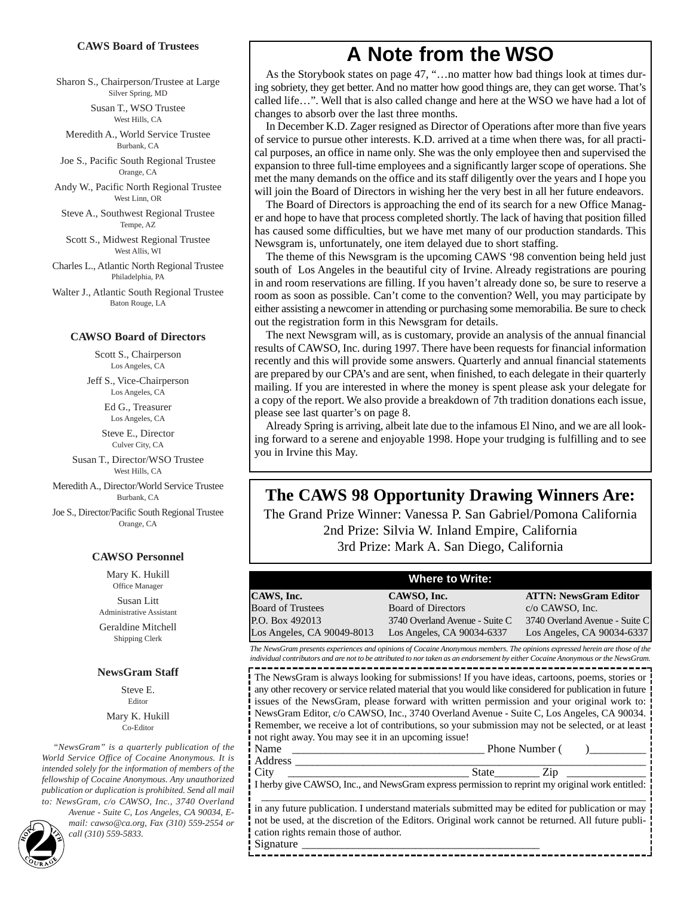## CAWS Board of Trustees

Sharon S., Chairperson/Trustee at Large
Silver Spring, MD

Susan T., WSO Trustee
West Hills, CA

Meredith A., World Service Trustee
Burbank, CA

Joe S., Pacific South Regional Trustee
Orange, CA

Andy W., Pacific North Regional Trustee
West Linn, OR

Steve A., Southwest Regional Trustee
Tempe, AZ

Scott S., Midwest Regional Trustee
West Allis, WI

Charles L., Atlantic North Regional Trustee
Philadelphia, PA

Walter J., Atlantic South Regional Trustee
Baton Rouge, LA

## CAWSO Board of Directors

Scott S., Chairperson
Los Angeles, CA

Jeff S., Vice-Chairperson
Los Angeles, CA

Ed G., Treasurer
Los Angeles, CA

Steve E., Director
Culver City, CA

Susan T., Director/WSO Trustee
West Hills, CA

Meredith A., Director/World Service Trustee
Burbank, CA

Joe S., Director/Pacific South Regional Trustee
Orange, CA

## CAWSO Personnel

Mary K. Hukill
Office Manager

Susan Litt
Administrative Assistant

Geraldine Mitchell
Shipping Clerk

## NewsGram Staff

Steve E.
Editor

Mary K. Hukill
Co-Editor

*"NewsGram" is a quarterly publication of the World Service Office of Cocaine Anonymous. It is intended solely for the information of members of the fellowship of Cocaine Anonymous. Any unauthorized publication or duplication is prohibited. Send all mail to: NewsGram, c/o CAWSO, Inc., 3740 Overland Avenue - Suite C, Los Angeles, CA 90034, E-mail: cawso@ca.org, Fax (310) 559-2554 or call (310) 559-5833.*

# A Note from the WSO

As the Storybook states on page 47, "…no matter how bad things look at times during sobriety, they get better. And no matter how good things are, they can get worse. That's called life…". Well that is also called change and here at the WSO we have had a lot of changes to absorb over the last three months.

In December K.D. Zager resigned as Director of Operations after more than five years of service to pursue other interests. K.D. arrived at a time when there was, for all practical purposes, an office in name only. She was the only employee then and supervised the expansion to three full-time employees and a significantly larger scope of operations. She met the many demands on the office and its staff diligently over the years and I hope you will join the Board of Directors in wishing her the very best in all her future endeavors.

The Board of Directors is approaching the end of its search for a new Office Manager and hope to have that process completed shortly. The lack of having that position filled has caused some difficulties, but we have met many of our production standards. This Newsgram is, unfortunately, one item delayed due to short staffing.

The theme of this Newsgram is the upcoming CAWS '98 convention being held just south of Los Angeles in the beautiful city of Irvine. Already registrations are pouring in and room reservations are filling. If you haven't already done so, be sure to reserve a room as soon as possible. Can't come to the convention? Well, you may participate by either assisting a newcomer in attending or purchasing some memorabilia. Be sure to check out the registration form in this Newsgram for details.

The next Newsgram will, as is customary, provide an analysis of the annual financial results of CAWSO, Inc. during 1997. There have been requests for financial information recently and this will provide some answers. Quarterly and annual financial statements are prepared by our CPA's and are sent, when finished, to each delegate in their quarterly mailing. If you are interested in where the money is spent please ask your delegate for a copy of the report. We also provide a breakdown of 7th tradition donations each issue, please see last quarter's on page 8.

Already Spring is arriving, albeit late due to the infamous El Nino, and we are all looking forward to a serene and enjoyable 1998. Hope your trudging is fulfilling and to see you in Irvine this May.

## The CAWS 98 Opportunity Drawing Winners Are:

The Grand Prize Winner: Vanessa P. San Gabriel/Pomona California
2nd Prize: Silvia W. Inland Empire, California
3rd Prize: Mark A. San Diego, California

## Where to Write:

| CAWS, Inc. | CAWSO, Inc. | ATTN: NewsGram Editor |
|---|---|---|
| Board of Trustees | Board of Directors | c/o CAWSO, Inc. |
| P.O. Box 492013 | 3740 Overland Avenue - Suite C | 3740 Overland Avenue - Suite C |
| Los Angeles, CA 90049-8013 | Los Angeles, CA 90034-6337 | Los Angeles, CA 90034-6337 |

*The NewsGram presents experiences and opinions of Cocaine Anonymous members. The opinions expressed herein are those of the individual contributors and are not to be attributed to nor taken as an endorsement by either Cocaine Anonymous or the NewsGram.*

The NewsGram is always looking for submissions! If you have ideas, cartoons, poems, stories or any other recovery or service related material that you would like considered for publication in future issues of the NewsGram, please forward with written permission and your original work to: NewsGram Editor, c/o CAWSO, Inc., 3740 Overland Avenue - Suite C, Los Angeles, CA 90034. Remember, we receive a lot of contributions, so your submission may not be selected, or at least not right away. You may see it in an upcoming issue!

Name ________________________________ Phone Number ( )__________

Address ______________________________________________________

City ________________________________ State________ Zip ______________

I herby give CAWSO, Inc., and NewsGram express permission to reprint my original work entitled:

______________________________________________________________

in any future publication. I understand materials submitted may be edited for publication or may not be used, at the discretion of the Editors. Original work cannot be returned. All future publication rights remain those of author.

Signature ________________________________________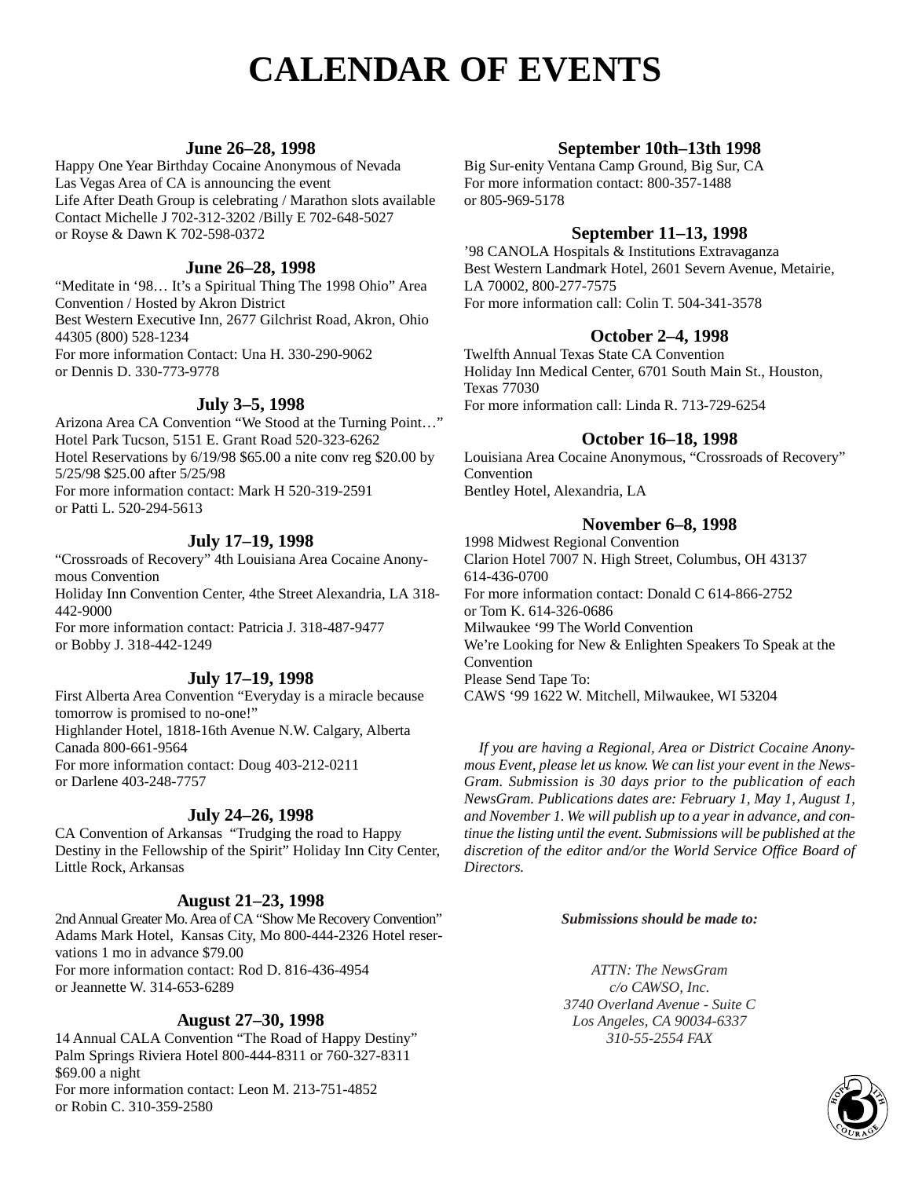# CALENDAR OF EVENTS

### June 26–28, 1998

Happy One Year Birthday Cocaine Anonymous of Nevada
Las Vegas Area of CA is announcing the event
Life After Death Group is celebrating / Marathon slots available
Contact Michelle J 702-312-3202 /Billy E 702-648-5027
or Royse & Dawn K 702-598-0372

### June 26–28, 1998

"Meditate in '98… It's a Spiritual Thing The 1998 Ohio" Area Convention / Hosted by Akron District
Best Western Executive Inn, 2677 Gilchrist Road, Akron, Ohio 44305 (800) 528-1234
For more information Contact: Una H. 330-290-9062
or Dennis D. 330-773-9778

### July 3–5, 1998

Arizona Area CA Convention "We Stood at the Turning Point…"
Hotel Park Tucson, 5151 E. Grant Road 520-323-6262
Hotel Reservations by 6/19/98 $65.00 a nite conv reg $20.00 by 5/25/98 $25.00 after 5/25/98
For more information contact: Mark H 520-319-2591
or Patti L. 520-294-5613

### July 17–19, 1998

"Crossroads of Recovery" 4th Louisiana Area Cocaine Anonymous Convention
Holiday Inn Convention Center, 4the Street Alexandria, LA 318-442-9000
For more information contact: Patricia J. 318-487-9477
or Bobby J. 318-442-1249

### July 17–19, 1998

First Alberta Area Convention "Everyday is a miracle because tomorrow is promised to no-one!"
Highlander Hotel, 1818-16th Avenue N.W. Calgary, Alberta Canada 800-661-9564
For more information contact: Doug 403-212-0211
or Darlene 403-248-7757

### July 24–26, 1998

CA Convention of Arkansas "Trudging the road to Happy Destiny in the Fellowship of the Spirit" Holiday Inn City Center, Little Rock, Arkansas

### August 21–23, 1998

2nd Annual Greater Mo. Area of CA "Show Me Recovery Convention"
Adams Mark Hotel, Kansas City, Mo 800-444-2326 Hotel reservations 1 mo in advance $79.00
For more information contact: Rod D. 816-436-4954
or Jeannette W. 314-653-6289

### August 27–30, 1998

14 Annual CALA Convention "The Road of Happy Destiny"
Palm Springs Riviera Hotel 800-444-8311 or 760-327-8311
$69.00 a night
For more information contact: Leon M. 213-751-4852
or Robin C. 310-359-2580

### September 10th–13th 1998

Big Sur-enity Ventana Camp Ground, Big Sur, CA
For more information contact: 800-357-1488
or 805-969-5178

### September 11–13, 1998

'98 CANOLA Hospitals & Institutions Extravaganza
Best Western Landmark Hotel, 2601 Severn Avenue, Metairie, LA 70002, 800-277-7575
For more information call: Colin T. 504-341-3578

### October 2–4, 1998

Twelfth Annual Texas State CA Convention
Holiday Inn Medical Center, 6701 South Main St., Houston, Texas 77030
For more information call: Linda R. 713-729-6254

### October 16–18, 1998

Louisiana Area Cocaine Anonymous, "Crossroads of Recovery" Convention
Bentley Hotel, Alexandria, LA

### November 6–8, 1998

1998 Midwest Regional Convention
Clarion Hotel 7007 N. High Street, Columbus, OH 43137
614-436-0700
For more information contact: Donald C 614-866-2752
or Tom K. 614-326-0686
Milwaukee '99 The World Convention
We're Looking for New & Enlighten Speakers To Speak at the Convention
Please Send Tape To:
CAWS '99 1622 W. Mitchell, Milwaukee, WI 53204

*If you are having a Regional, Area or District Cocaine Anonymous Event, please let us know. We can list your event in the NewsGram. Submission is 30 days prior to the publication of each NewsGram. Publications dates are: February 1, May 1, August 1, and November 1. We will publish up to a year in advance, and continue the listing until the event. Submissions will be published at the discretion of the editor and/or the World Service Office Board of Directors.*

***Submissions should be made to:***

*ATTN: The NewsGram*
*c/o CAWSO, Inc.*
*3740 Overland Avenue - Suite C*
*Los Angeles, CA 90034-6337*
*310-55-2554 FAX*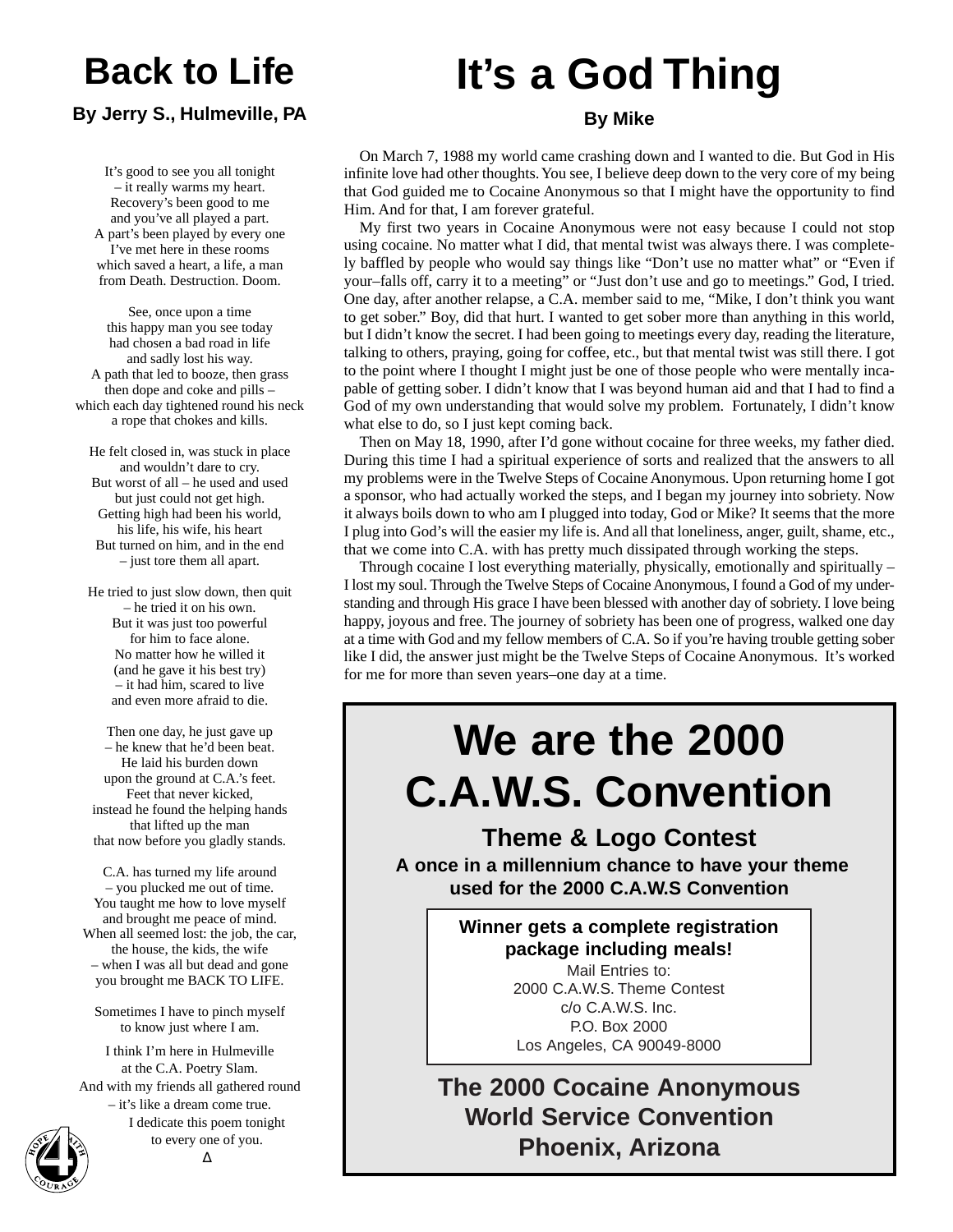# Back to Life

**By Jerry S., Hulmeville, PA**

It's good to see you all tonight
– it really warms my heart.
Recovery's been good to me
and you've all played a part.
A part's been played by every one
I've met here in these rooms
which saved a heart, a life, a man
from Death. Destruction. Doom.

See, once upon a time
this happy man you see today
had chosen a bad road in life
and sadly lost his way.
A path that led to booze, then grass
then dope and coke and pills –
which each day tightened round his neck
a rope that chokes and kills.

He felt closed in, was stuck in place
and wouldn't dare to cry.
But worst of all – he used and used
but just could not get high.
Getting high had been his world,
his life, his wife, his heart
But turned on him, and in the end
– just tore them all apart.

He tried to just slow down, then quit
– he tried it on his own.
But it was just too powerful
for him to face alone.
No matter how he willed it
(and he gave it his best try)
– it had him, scared to live
and even more afraid to die.

Then one day, he just gave up
– he knew that he'd been beat.
He laid his burden down
upon the ground at C.A.'s feet.
Feet that never kicked,
instead he found the helping hands
that lifted up the man
that now before you gladly stands.

C.A. has turned my life around
– you plucked me out of time.
You taught me how to love myself
and brought me peace of mind.
When all seemed lost: the job, the car,
the house, the kids, the wife
– when I was all but dead and gone
you brought me BACK TO LIFE.

Sometimes I have to pinch myself
to know just where I am.

I think I'm here in Hulmeville
at the C.A. Poetry Slam.
And with my friends all gathered round
– it's like a dream come true.
I dedicate this poem tonight
to every one of you.

∆

# It's a God Thing

**By Mike**

On March 7, 1988 my world came crashing down and I wanted to die. But God in His infinite love had other thoughts. You see, I believe deep down to the very core of my being that God guided me to Cocaine Anonymous so that I might have the opportunity to find Him. And for that, I am forever grateful.

My first two years in Cocaine Anonymous were not easy because I could not stop using cocaine. No matter what I did, that mental twist was always there. I was completely baffled by people who would say things like "Don't use no matter what" or "Even if your–falls off, carry it to a meeting" or "Just don't use and go to meetings." God, I tried. One day, after another relapse, a C.A. member said to me, "Mike, I don't think you want to get sober." Boy, did that hurt. I wanted to get sober more than anything in this world, but I didn't know the secret. I had been going to meetings every day, reading the literature, talking to others, praying, going for coffee, etc., but that mental twist was still there. I got to the point where I thought I might just be one of those people who were mentally incapable of getting sober. I didn't know that I was beyond human aid and that I had to find a God of my own understanding that would solve my problem. Fortunately, I didn't know what else to do, so I just kept coming back.

Then on May 18, 1990, after I'd gone without cocaine for three weeks, my father died. During this time I had a spiritual experience of sorts and realized that the answers to all my problems were in the Twelve Steps of Cocaine Anonymous. Upon returning home I got a sponsor, who had actually worked the steps, and I began my journey into sobriety. Now it always boils down to who am I plugged into today, God or Mike? It seems that the more I plug into God's will the easier my life is. And all that loneliness, anger, guilt, shame, etc., that we come into C.A. with has pretty much dissipated through working the steps.

Through cocaine I lost everything materially, physically, emotionally and spiritually – I lost my soul. Through the Twelve Steps of Cocaine Anonymous, I found a God of my understanding and through His grace I have been blessed with another day of sobriety. I love being happy, joyous and free. The journey of sobriety has been one of progress, walked one day at a time with God and my fellow members of C.A. So if you're having trouble getting sober like I did, the answer just might be the Twelve Steps of Cocaine Anonymous. It's worked for me for more than seven years–one day at a time.

# We are the 2000 C.A.W.S. Convention

## Theme & Logo Contest

**A once in a millennium chance to have your theme used for the 2000 C.A.W.S Convention**

**Winner gets a complete registration package including meals!**

Mail Entries to:
2000 C.A.W.S. Theme Contest
c/o C.A.W.S. Inc.
P.O. Box 2000
Los Angeles, CA 90049-8000

**The 2000 Cocaine Anonymous World Service Convention Phoenix, Arizona**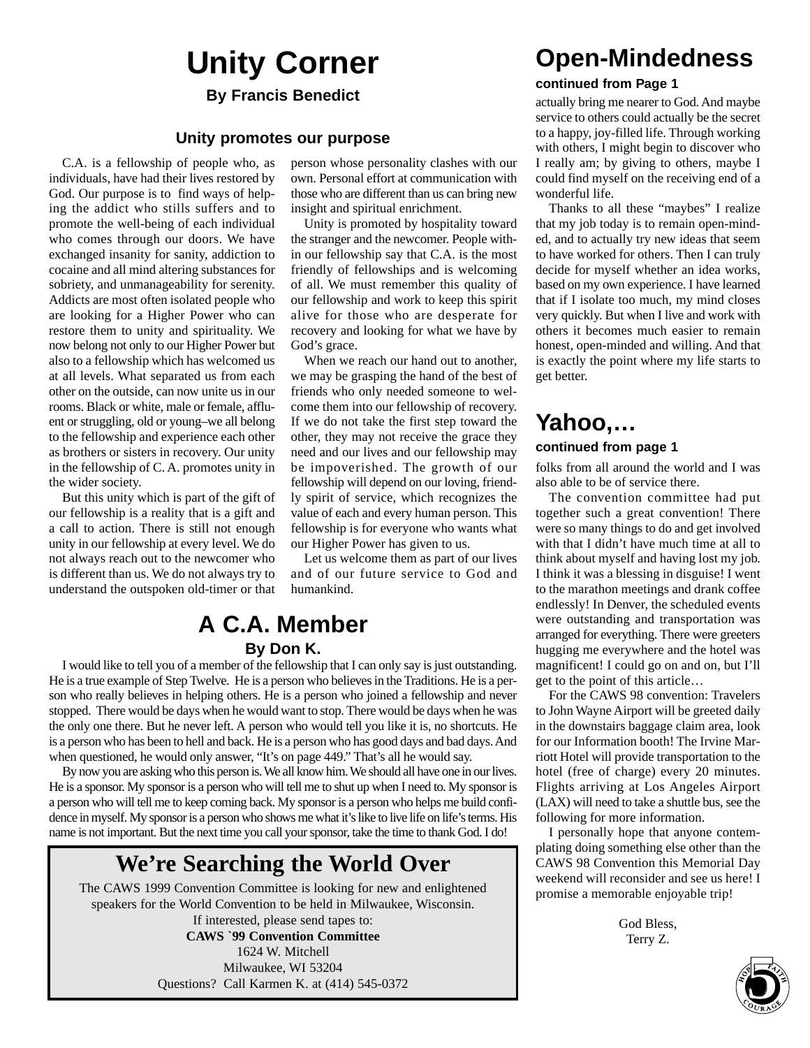# Unity Corner

**By Francis Benedict**

### Unity promotes our purpose

C.A. is a fellowship of people who, as individuals, have had their lives restored by God. Our purpose is to find ways of helping the addict who stills suffers and to promote the well-being of each individual who comes through our doors. We have exchanged insanity for sanity, addiction to cocaine and all mind altering substances for sobriety, and unmanageability for serenity. Addicts are most often isolated people who are looking for a Higher Power who can restore them to unity and spirituality. We now belong not only to our Higher Power but also to a fellowship which has welcomed us at all levels. What separated us from each other on the outside, can now unite us in our rooms. Black or white, male or female, affluent or struggling, old or young–we all belong to the fellowship and experience each other as brothers or sisters in recovery. Our unity in the fellowship of C. A. promotes unity in the wider society.

But this unity which is part of the gift of our fellowship is a reality that is a gift and a call to action. There is still not enough unity in our fellowship at every level. We do not always reach out to the newcomer who is different than us. We do not always try to understand the outspoken old-timer or that person whose personality clashes with our own. Personal effort at communication with those who are different than us can bring new insight and spiritual enrichment.

Unity is promoted by hospitality toward the stranger and the newcomer. People within our fellowship say that C.A. is the most friendly of fellowships and is welcoming of all. We must remember this quality of our fellowship and work to keep this spirit alive for those who are desperate for recovery and looking for what we have by God's grace.

When we reach our hand out to another, we may be grasping the hand of the best of friends who only needed someone to welcome them into our fellowship of recovery. If we do not take the first step toward the other, they may not receive the grace they need and our lives and our fellowship may be impoverished. The growth of our fellowship will depend on our loving, friendly spirit of service, which recognizes the value of each and every human person. This fellowship is for everyone who wants what our Higher Power has given to us.

Let us welcome them as part of our lives and of our future service to God and humankind.

# A C.A. Member

**By Don K.**

I would like to tell you of a member of the fellowship that I can only say is just outstanding. He is a true example of Step Twelve. He is a person who believes in the Traditions. He is a person who really believes in helping others. He is a person who joined a fellowship and never stopped. There would be days when he would want to stop. There would be days when he was the only one there. But he never left. A person who would tell you like it is, no shortcuts. He is a person who has been to hell and back. He is a person who has good days and bad days. And when questioned, he would only answer, "It's on page 449." That's all he would say.

By now you are asking who this person is. We all know him. We should all have one in our lives. He is a sponsor. My sponsor is a person who will tell me to shut up when I need to. My sponsor is a person who will tell me to keep coming back. My sponsor is a person who helps me build confidence in myself. My sponsor is a person who shows me what it's like to live life on life's terms. His name is not important. But the next time you call your sponsor, take the time to thank God. I do!

## We're Searching the World Over

The CAWS 1999 Convention Committee is looking for new and enlightened speakers for the World Convention to be held in Milwaukee, Wisconsin.

If interested, please send tapes to:

**CAWS `99 Convention Committee**
1624 W. Mitchell
Milwaukee, WI 53204
Questions? Call Karmen K. at (414) 545-0372

# Open-Mindedness

**continued from Page 1**

actually bring me nearer to God. And maybe service to others could actually be the secret to a happy, joy-filled life. Through working with others, I might begin to discover who I really am; by giving to others, maybe I could find myself on the receiving end of a wonderful life.

Thanks to all these "maybes" I realize that my job today is to remain open-minded, and to actually try new ideas that seem to have worked for others. Then I can truly decide for myself whether an idea works, based on my own experience. I have learned that if I isolate too much, my mind closes very quickly. But when I live and work with others it becomes much easier to remain honest, open-minded and willing. And that is exactly the point where my life starts to get better.

# Yahoo,...

**continued from page 1**

folks from all around the world and I was also able to be of service there.

The convention committee had put together such a great convention! There were so many things to do and get involved with that I didn't have much time at all to think about myself and having lost my job. I think it was a blessing in disguise! I went to the marathon meetings and drank coffee endlessly! In Denver, the scheduled events were outstanding and transportation was arranged for everything. There were greeters hugging me everywhere and the hotel was magnificent! I could go on and on, but I'll get to the point of this article…

For the CAWS 98 convention: Travelers to John Wayne Airport will be greeted daily in the downstairs baggage claim area, look for our Information booth! The Irvine Marriott Hotel will provide transportation to the hotel (free of charge) every 20 minutes. Flights arriving at Los Angeles Airport (LAX) will need to take a shuttle bus, see the following for more information.

I personally hope that anyone contemplating doing something else other than the CAWS 98 Convention this Memorial Day weekend will reconsider and see us here! I promise a memorable enjoyable trip!

God Bless,
Terry Z.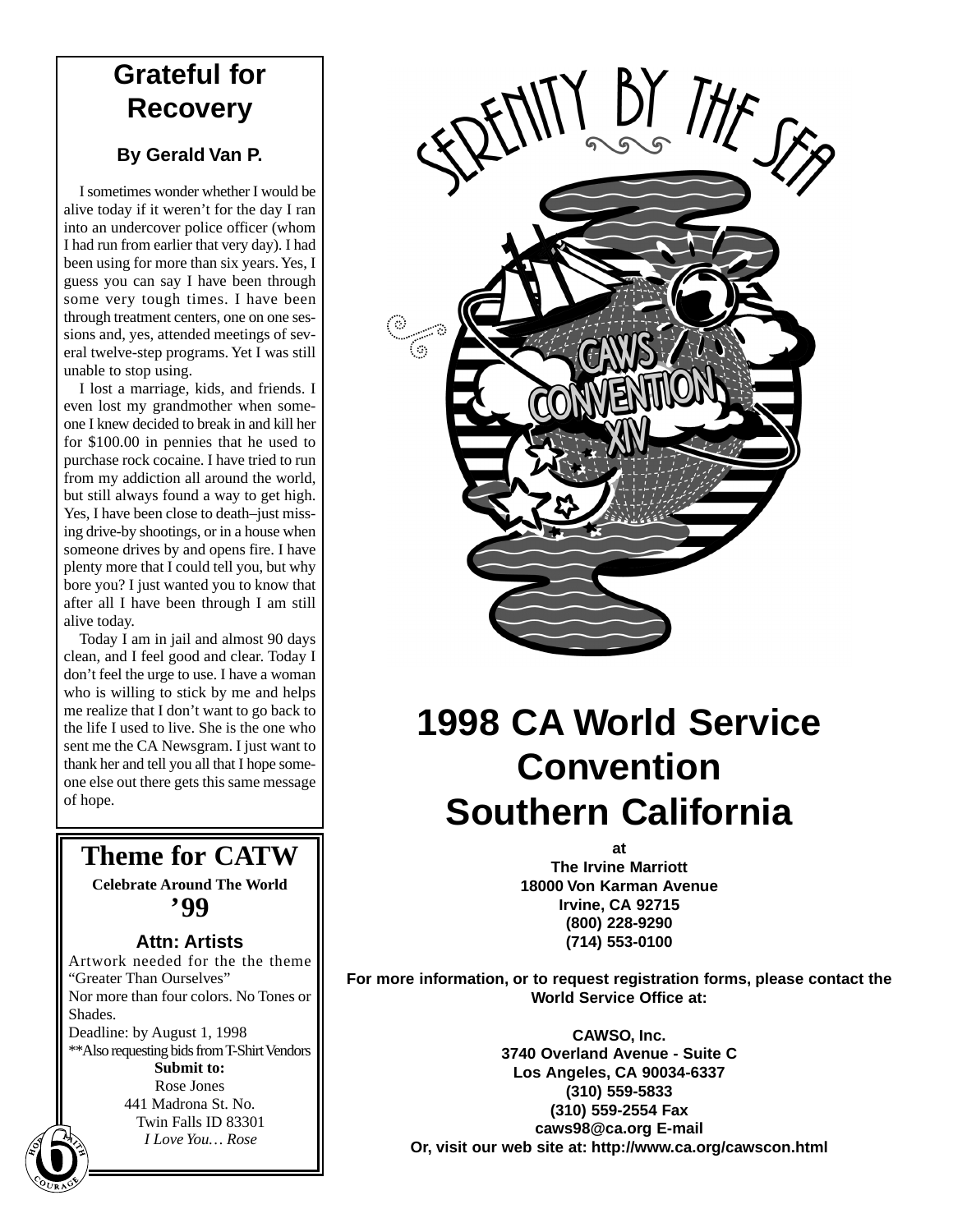## Grateful for Recovery

**By Gerald Van P.**

I sometimes wonder whether I would be alive today if it weren't for the day I ran into an undercover police officer (whom I had run from earlier that very day). I had been using for more than six years. Yes, I guess you can say I have been through some very tough times. I have been through treatment centers, one on one sessions and, yes, attended meetings of several twelve-step programs. Yet I was still unable to stop using.

I lost a marriage, kids, and friends. I even lost my grandmother when someone I knew decided to break in and kill her for $100.00 in pennies that he used to purchase rock cocaine. I have tried to run from my addiction all around the world, but still always found a way to get high. Yes, I have been close to death–just missing drive-by shootings, or in a house when someone drives by and opens fire. I have plenty more that I could tell you, but why bore you? I just wanted you to know that after all I have been through I am still alive today.

Today I am in jail and almost 90 days clean, and I feel good and clear. Today I don't feel the urge to use. I have a woman who is willing to stick by me and helps me realize that I don't want to go back to the life I used to live. She is the one who sent me the CA Newsgram. I just want to thank her and tell you all that I hope someone else out there gets this same message of hope.

## Theme for CATW

**Celebrate Around The World**

**'99**

**Attn: Artists**

Artwork needed for the the theme "Greater Than Ourselves"
Nor more than four colors. No Tones or Shades.
Deadline: by August 1, 1998
**Also requesting bids from T-Shirt Vendors

**Submit to:**
Rose Jones
441 Madrona St. No.
Twin Falls ID 83301
*I Love You… Rose*

SERENITY BY THE SEA

CAWS CONVENTION XIV

## 1998 CA World Service Convention Southern California

**at**
**The Irvine Marriott**
**18000 Von Karman Avenue**
**Irvine, CA 92715**
**(800) 228-9290**
**(714) 553-0100**

**For more information, or to request registration forms, please contact the World Service Office at:**

**CAWSO, Inc.**
**3740 Overland Avenue - Suite C**
**Los Angeles, CA 90034-6337**
**(310) 559-5833**
**(310) 559-2554 Fax**
**caws98@ca.org E-mail**
**Or, visit our web site at: http://www.ca.org/cawscon.html**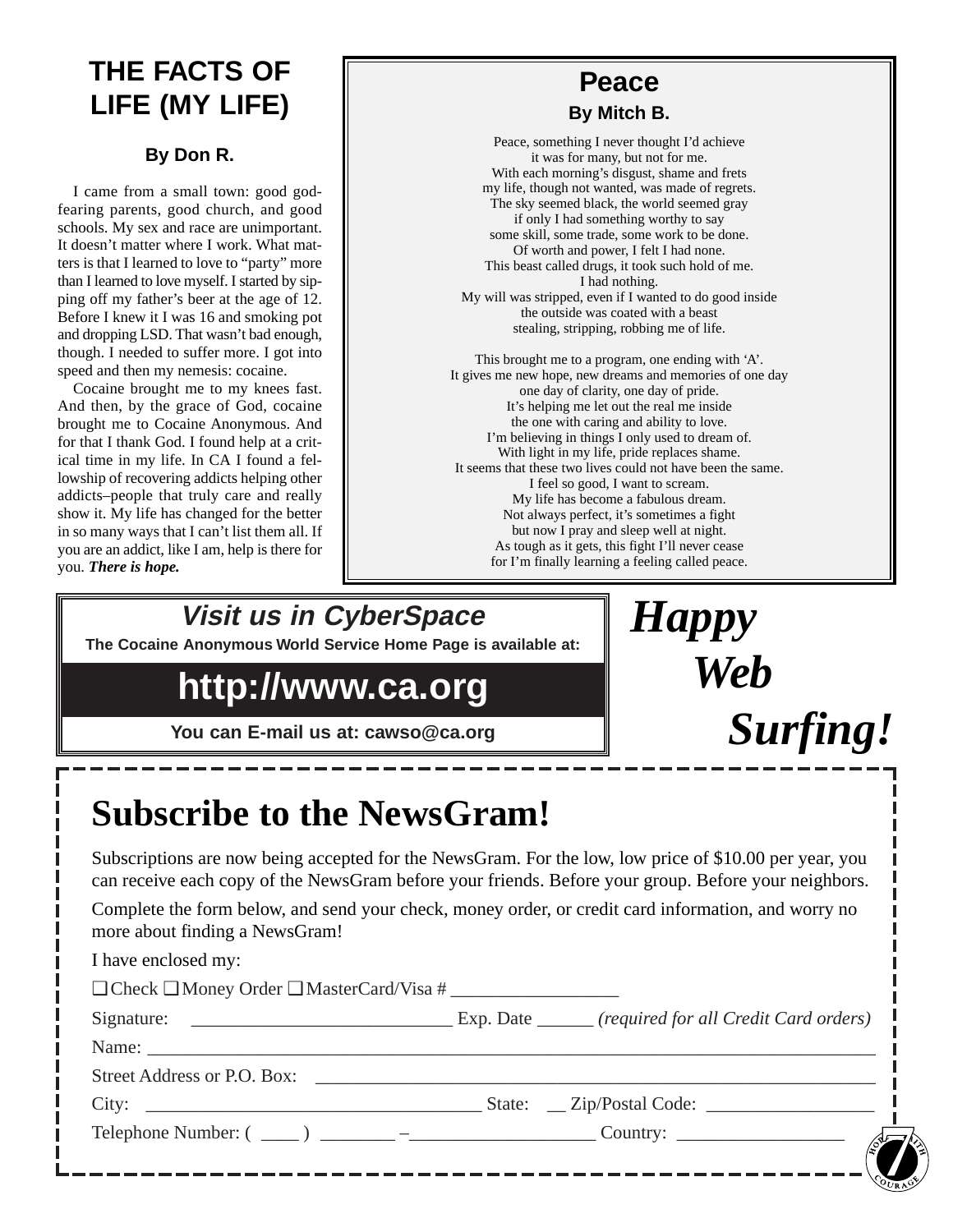## THE FACTS OF LIFE (MY LIFE)

**By Don R.**

I came from a small town: good god-fearing parents, good church, and good schools. My sex and race are unimportant. It doesn't matter where I work. What matters is that I learned to love to "party" more than I learned to love myself. I started by sipping off my father's beer at the age of 12. Before I knew it I was 16 and smoking pot and dropping LSD. That wasn't bad enough, though. I needed to suffer more. I got into speed and then my nemesis: cocaine.

Cocaine brought me to my knees fast. And then, by the grace of God, cocaine brought me to Cocaine Anonymous. And for that I thank God. I found help at a critical time in my life. In CA I found a fellowship of recovering addicts helping other addicts–people that truly care and really show it. My life has changed for the better in so many ways that I can't list them all. If you are an addict, like I am, help is there for you. ***There is hope.***

## Peace

**By Mitch B.**

Peace, something I never thought I'd achieve
it was for many, but not for me.
With each morning's disgust, shame and frets
my life, though not wanted, was made of regrets.
The sky seemed black, the world seemed gray
if only I had something worthy to say
some skill, some trade, some work to be done.
Of worth and power, I felt I had none.
This beast called drugs, it took such hold of me.
I had nothing.
My will was stripped, even if I wanted to do good inside
the outside was coated with a beast
stealing, stripping, robbing me of life.

This brought me to a program, one ending with 'A'.
It gives me new hope, new dreams and memories of one day
one day of clarity, one day of pride.
It's helping me let out the real me inside
the one with caring and ability to love.
I'm believing in things I only used to dream of.
With light in my life, pride replaces shame.
It seems that these two lives could not have been the same.
I feel so good, I want to scream.
My life has become a fabulous dream.
Not always perfect, it's sometimes a fight
but now I pray and sleep well at night.
As tough as it gets, this fight I'll never cease
for I'm finally learning a feeling called peace.

## *Visit us in CyberSpace*

**The Cocaine Anonymous World Service Home Page is available at:**

# http://www.ca.org

**You can E-mail us at: cawso@ca.org**

***Happy Web Surfing!***

# Subscribe to the NewsGram!

Subscriptions are now being accepted for the NewsGram. For the low, low price of $10.00 per year, you can receive each copy of the NewsGram before your friends. Before your group. Before your neighbors.

Complete the form below, and send your check, money order, or credit card information, and worry no more about finding a NewsGram!

I have enclosed my:

❑ Check ❑ Money Order ❑ MasterCard/Visa # __________________

Signature: ____________________________ Exp. Date ______ *(required for all Credit Card orders)*

Name: ______________________________________________________________________________

Street Address or P.O. Box: ____________________________________________________________

City: ___________________________________ State: __ Zip/Postal Code: __________________

Telephone Number: ( ____ ) ________ –___________________ Country: __________________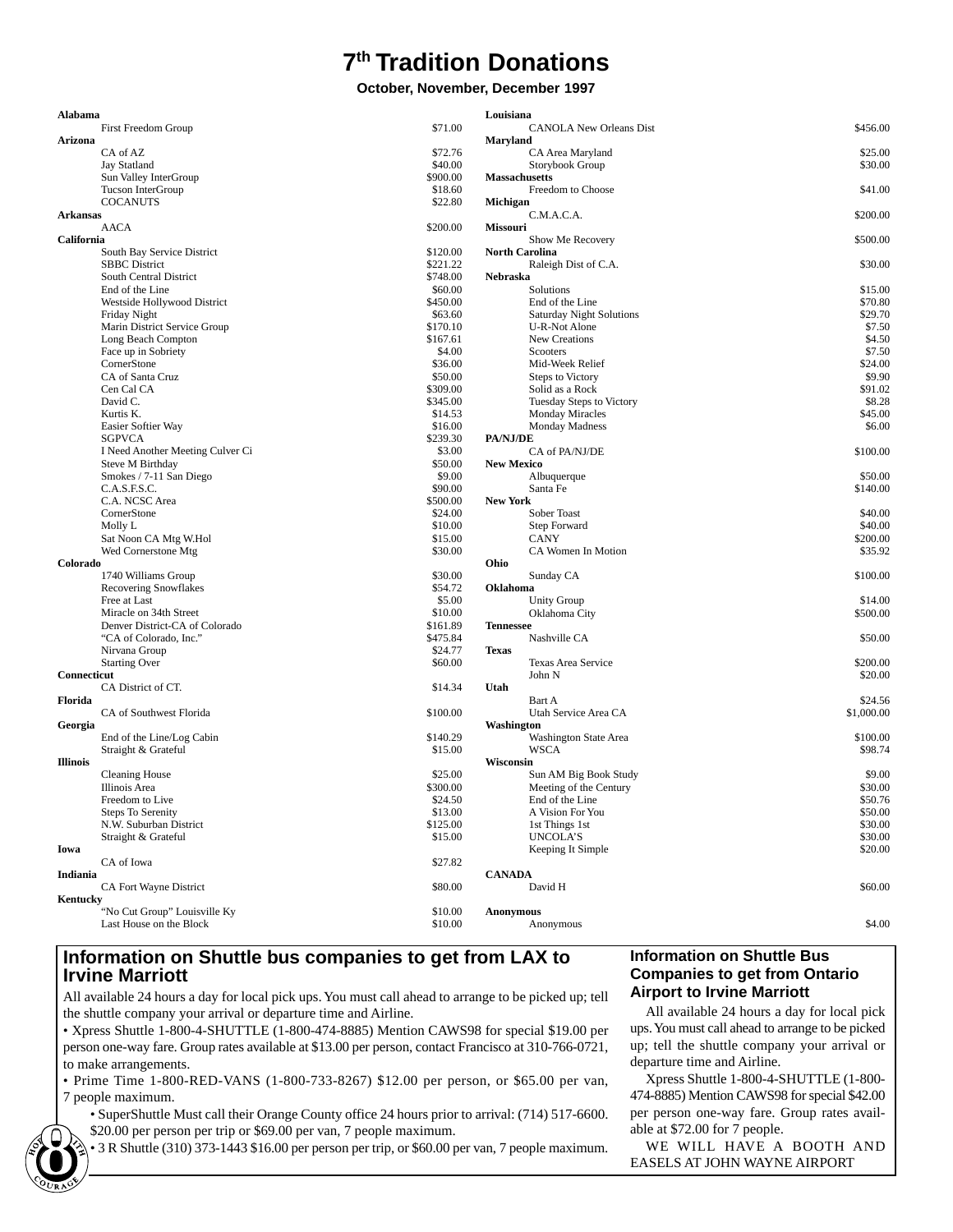# 7th Tradition Donations

**October, November, December 1997**

**Alabama**

| | |
|---|---|
| First Freedom Group | $71.00 |

**Arizona**

| | |
|---|---|
| CA of AZ | $72.76 |
| Jay Statland | $40.00 |
| Sun Valley InterGroup | $900.00 |
| Tucson InterGroup | $18.60 |
| COCANUTS | $22.80 |

**Arkansas**

| | |
|---|---|
| AACA | $200.00 |

**California**

| | |
|---|---|
| South Bay Service District | $120.00 |
| SBBC District | $221.22 |
| South Central District | $748.00 |
| End of the Line | $60.00 |
| Westside Hollywood District | $450.00 |
| Friday Night | $63.60 |
| Marin District Service Group | $170.10 |
| Long Beach Compton | $167.61 |
| Face up in Sobriety | $4.00 |
| CornerStone | $36.00 |
| CA of Santa Cruz | $50.00 |
| Cen Cal CA | $309.00 |
| David C. | $345.00 |
| Kurtis K. | $14.53 |
| Easier Softier Way | $16.00 |
| SGPVCA | $239.30 |
| I Need Another Meeting Culver Ci | $3.00 |
| Steve M Birthday | $50.00 |
| Smokes / 7-11 San Diego | $9.00 |
| C.A.S.F.S.C. | $90.00 |
| C.A. NCSC Area | $500.00 |
| CornerStone | $24.00 |
| Molly L | $10.00 |
| Sat Noon CA Mtg W.Hol | $15.00 |
| Wed Cornerstone Mtg | $30.00 |

**Colorado**

| | |
|---|---|
| 1740 Williams Group | $30.00 |
| Recovering Snowflakes | $54.72 |
| Free at Last | $5.00 |
| Miracle on 34th Street | $10.00 |
| Denver District-CA of Colorado | $161.89 |
| "CA of Colorado, Inc." | $475.84 |
| Nirvana Group | $24.77 |
| Starting Over | $60.00 |

**Connecticut**

| | |
|---|---|
| CA District of CT. | $14.34 |

**Florida**

| | |
|---|---|
| CA of Southwest Florida | $100.00 |

**Georgia**

| | |
|---|---|
| End of the Line/Log Cabin | $140.29 |
| Straight & Grateful | $15.00 |

**Illinois**

| | |
|---|---|
| Cleaning House | $25.00 |
| Illinois Area | $300.00 |
| Freedom to Live | $24.50 |
| Steps To Serenity | $13.00 |
| N.W. Suburban District | $125.00 |
| Straight & Grateful | $15.00 |

**Iowa**

| | |
|---|---|
| CA of Iowa | $27.82 |

**Indiana**

| | |
|---|---|
| CA Fort Wayne District | $80.00 |

**Kentucky**

| | |
|---|---|
| "No Cut Group" Louisville Ky | $10.00 |
| Last House on the Block | $10.00 |

**Louisiana**

| | |
|---|---|
| CANOLA New Orleans Dist | $456.00 |

**Maryland**

| | |
|---|---|
| CA Area Maryland | $25.00 |
| Storybook Group | $30.00 |

**Massachusetts**

| | |
|---|---|
| Freedom to Choose | $41.00 |

**Michigan**

| | |
|---|---|
| C.M.A.C.A. | $200.00 |

**Missouri**

| | |
|---|---|
| Show Me Recovery | $500.00 |

**North Carolina**

| | |
|---|---|
| Raleigh Dist of C.A. | $30.00 |

**Nebraska**

| | |
|---|---|
| Solutions | $15.00 |
| End of the Line | $70.80 |
| Saturday Night Solutions | $29.70 |
| U-R-Not Alone | $7.50 |
| New Creations | $4.50 |
| Scooters | $7.50 |
| Mid-Week Relief | $24.00 |
| Steps to Victory | $9.90 |
| Solid as a Rock | $91.02 |
| Tuesday Steps to Victory | $8.28 |
| Monday Miracles | $45.00 |
| Monday Madness | $6.00 |

**PA/NJ/DE**

| | |
|---|---|
| CA of PA/NJ/DE | $100.00 |

**New Mexico**

| | |
|---|---|
| Albuquerque | $50.00 |
| Santa Fe | $140.00 |

**New York**

| | |
|---|---|
| Sober Toast | $40.00 |
| Step Forward | $40.00 |
| CANY | $200.00 |
| CA Women In Motion | $35.92 |

**Ohio**

| | |
|---|---|
| Sunday CA | $100.00 |

**Oklahoma**

| | |
|---|---|
| Unity Group | $14.00 |
| Oklahoma City | $500.00 |

**Tennessee**

| | |
|---|---|
| Nashville CA | $50.00 |

**Texas**

| | |
|---|---|
| Texas Area Service | $200.00 |
| John N | $20.00 |

**Utah**

| | |
|---|---|
| Bart A | $24.56 |
| Utah Service Area CA | $1,000.00 |

**Washington**

| | |
|---|---|
| Washington State Area | $100.00 |
| WSCA | $98.74 |

**Wisconsin**

| | |
|---|---|
| Sun AM Big Book Study | $9.00 |
| Meeting of the Century | $30.00 |
| End of the Line | $50.76 |
| A Vision For You | $50.00 |
| 1st Things 1st | $30.00 |
| UNCOLA'S | $30.00 |
| Keeping It Simple | $20.00 |

**CANADA**

| | |
|---|---|
| David H | $60.00 |

**Anonymous**

| | |
|---|---|
| Anonymous | $4.00 |

## Information on Shuttle bus companies to get from LAX to Irvine Marriott

All available 24 hours a day for local pick ups. You must call ahead to arrange to be picked up; tell the shuttle company your arrival or departure time and Airline.

- Xpress Shuttle 1-800-4-SHUTTLE (1-800-474-8885) Mention CAWS98 for special $19.00 per person one-way fare. Group rates available at $13.00 per person, contact Francisco at 310-766-0721, to make arrangements.
- Prime Time 1-800-RED-VANS (1-800-733-8267) $12.00 per person, or $65.00 per van, 7 people maximum.
- SuperShuttle Must call their Orange County office 24 hours prior to arrival: (714) 517-6600. $20.00 per person per trip or $69.00 per van, 7 people maximum.
- 3 R Shuttle (310) 373-1443 $16.00 per person per trip, or $60.00 per van, 7 people maximum.

## Information on Shuttle Bus Companies to get from Ontario Airport to Irvine Marriott

All available 24 hours a day for local pick ups. You must call ahead to arrange to be picked up; tell the shuttle company your arrival or departure time and Airline.

Xpress Shuttle 1-800-4-SHUTTLE (1-800-474-8885) Mention CAWS98 for special $42.00 per person one-way fare. Group rates available at $72.00 for 7 people.

WE WILL HAVE A BOOTH AND EASELS AT JOHN WAYNE AIRPORT